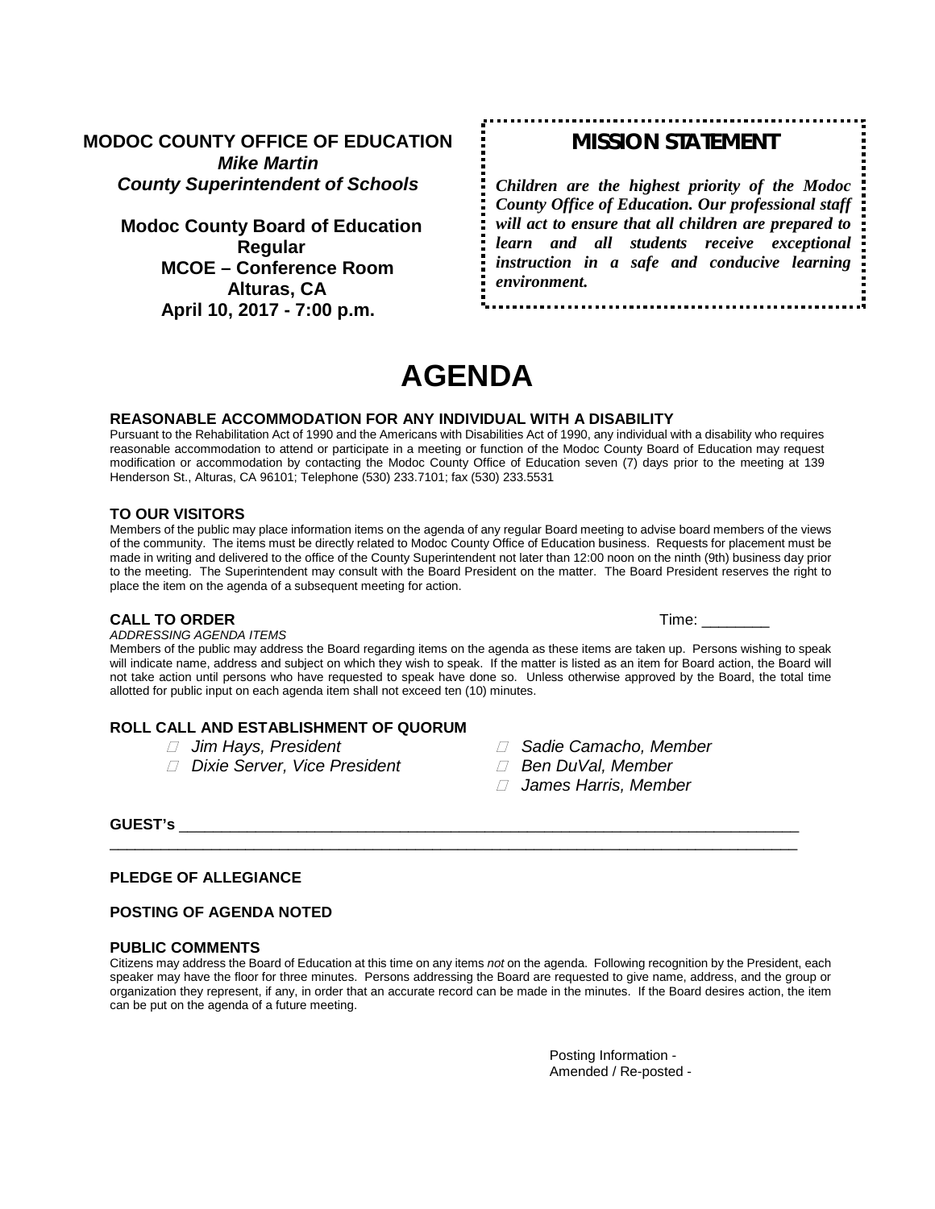**MODOC COUNTY OFFICE OF EDUCATION**
***Mike Martin***
***County Superintendent of Schools***

**Modoc County Board of Education**
**Regular**
**MCOE – Conference Room**
**Alturas, CA**
**April 10, 2017 - 7:00 p.m.**

## MISSION STATEMENT

***Children are the highest priority of the Modoc County Office of Education. Our professional staff will act to ensure that all children are prepared to learn and all students receive exceptional instruction in a safe and conducive learning environment.***

# AGENDA

### REASONABLE ACCOMMODATION FOR ANY INDIVIDUAL WITH A DISABILITY

Pursuant to the Rehabilitation Act of 1990 and the Americans with Disabilities Act of 1990, any individual with a disability who requires reasonable accommodation to attend or participate in a meeting or function of the Modoc County Board of Education may request modification or accommodation by contacting the Modoc County Office of Education seven (7) days prior to the meeting at 139 Henderson St., Alturas, CA 96101; Telephone (530) 233.7101; fax (530) 233.5531

### TO OUR VISITORS

Members of the public may place information items on the agenda of any regular Board meeting to advise board members of the views of the community. The items must be directly related to Modoc County Office of Education business. Requests for placement must be made in writing and delivered to the office of the County Superintendent not later than 12:00 noon on the ninth (9th) business day prior to the meeting. The Superintendent may consult with the Board President on the matter. The Board President reserves the right to place the item on the agenda of a subsequent meeting for action.

### CALL TO ORDER

Time: ________

*ADDRESSING AGENDA ITEMS*

Members of the public may address the Board regarding items on the agenda as these items are taken up. Persons wishing to speak will indicate name, address and subject on which they wish to speak. If the matter is listed as an item for Board action, the Board will not take action until persons who have requested to speak have done so. Unless otherwise approved by the Board, the total time allotted for public input on each agenda item shall not exceed ten (10) minutes.

### ROLL CALL AND ESTABLISHMENT OF QUORUM

- *Jim Hays, President*
- *Dixie Server, Vice President*
- *Sadie Camacho, Member*
- *Ben DuVal, Member*
- *James Harris, Member*

**GUEST's** ______________________________________________________________________________

______________________________________________________________________________________

### PLEDGE OF ALLEGIANCE

### POSTING OF AGENDA NOTED

### PUBLIC COMMENTS

Citizens may address the Board of Education at this time on any items *not* on the agenda. Following recognition by the President, each speaker may have the floor for three minutes. Persons addressing the Board are requested to give name, address, and the group or organization they represent, if any, in order that an accurate record can be made in the minutes. If the Board desires action, the item can be put on the agenda of a future meeting.

Posting Information -
Amended / Re-posted -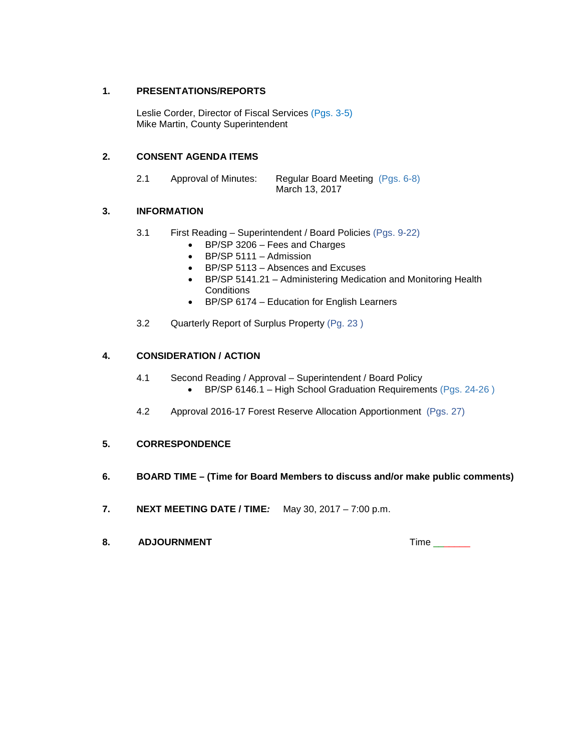## 1. PRESENTATIONS/REPORTS

Leslie Corder, Director of Fiscal Services (Pgs. 3-5)
Mike Martin, County Superintendent

## 2. CONSENT AGENDA ITEMS

2.1 Approval of Minutes: Regular Board Meeting (Pgs. 6-8)
March 13, 2017

## 3. INFORMATION

3.1 First Reading – Superintendent / Board Policies (Pgs. 9-22)

- BP/SP 3206 – Fees and Charges
- BP/SP 5111 – Admission
- BP/SP 5113 – Absences and Excuses
- BP/SP 5141.21 – Administering Medication and Monitoring Health Conditions
- BP/SP 6174 – Education for English Learners

3.2 Quarterly Report of Surplus Property (Pg. 23 )

## 4. CONSIDERATION / ACTION

4.1 Second Reading / Approval – Superintendent / Board Policy

- BP/SP 6146.1 – High School Graduation Requirements (Pgs. 24-26 )

4.2 Approval 2016-17 Forest Reserve Allocation Apportionment (Pgs. 27)

## 5. CORRESPONDENCE

## 6. BOARD TIME – (Time for Board Members to discuss and/or make public comments)

## 7. NEXT MEETING DATE / TIME: May 30, 2017 – 7:00 p.m.

## 8. ADJOURNMENT

Time _______